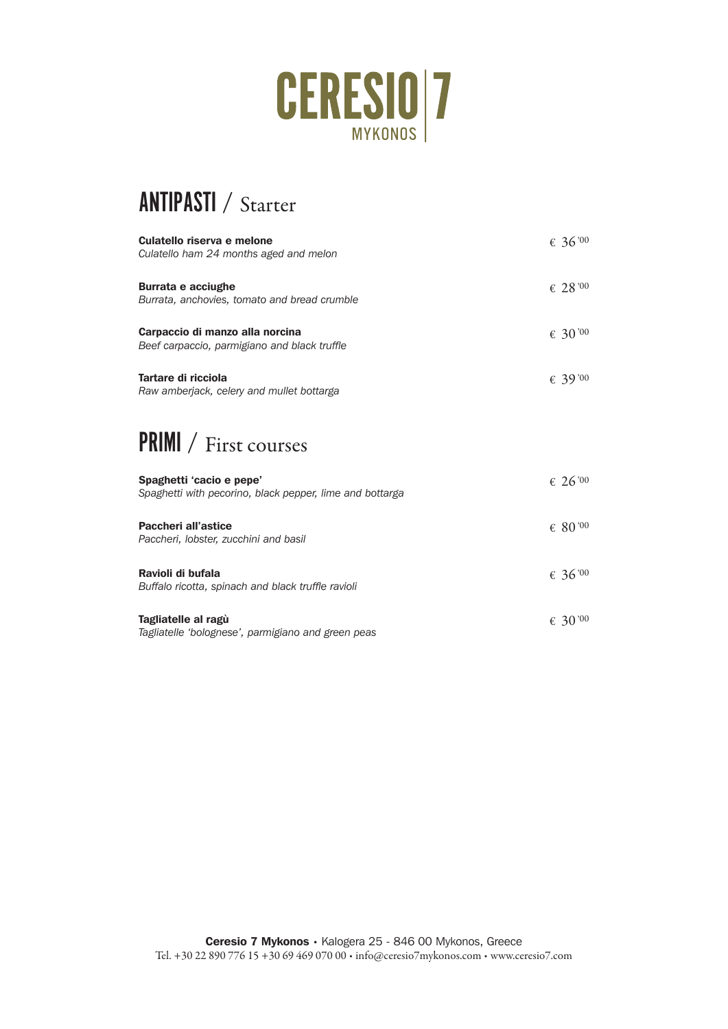# CERESIO 7
MYKONOS

## ANTIPASTI / Starter

**Culatello riserva e melone**
*Culatello ham 24 months aged and melon*
€ 36'00

**Burrata e acciughe**
*Burrata, anchovies, tomato and bread crumble*
€ 28'00

**Carpaccio di manzo alla norcina**
*Beef carpaccio, parmigiano and black truffle*
€ 30'00

**Tartare di ricciola**
*Raw amberjack, celery and mullet bottarga*
€ 39'00

## PRIMI / First courses

**Spaghetti 'cacio e pepe'**
*Spaghetti with pecorino, black pepper, lime and bottarga*
€ 26'00

**Paccheri all'astice**
*Paccheri, lobster, zucchini and basil*
€ 80'00

**Ravioli di bufala**
*Buffalo ricotta, spinach and black truffle ravioli*
€ 36'00

**Tagliatelle al ragù**
*Tagliatelle 'bolognese', parmigiano and green peas*
€ 30'00

**Ceresio 7 Mykonos** • Kalogera 25 - 846 00 Mykonos, Greece
Tel. +30 22 890 776 15 +30 69 469 070 00 • info@ceresio7mykonos.com • www.ceresio7.com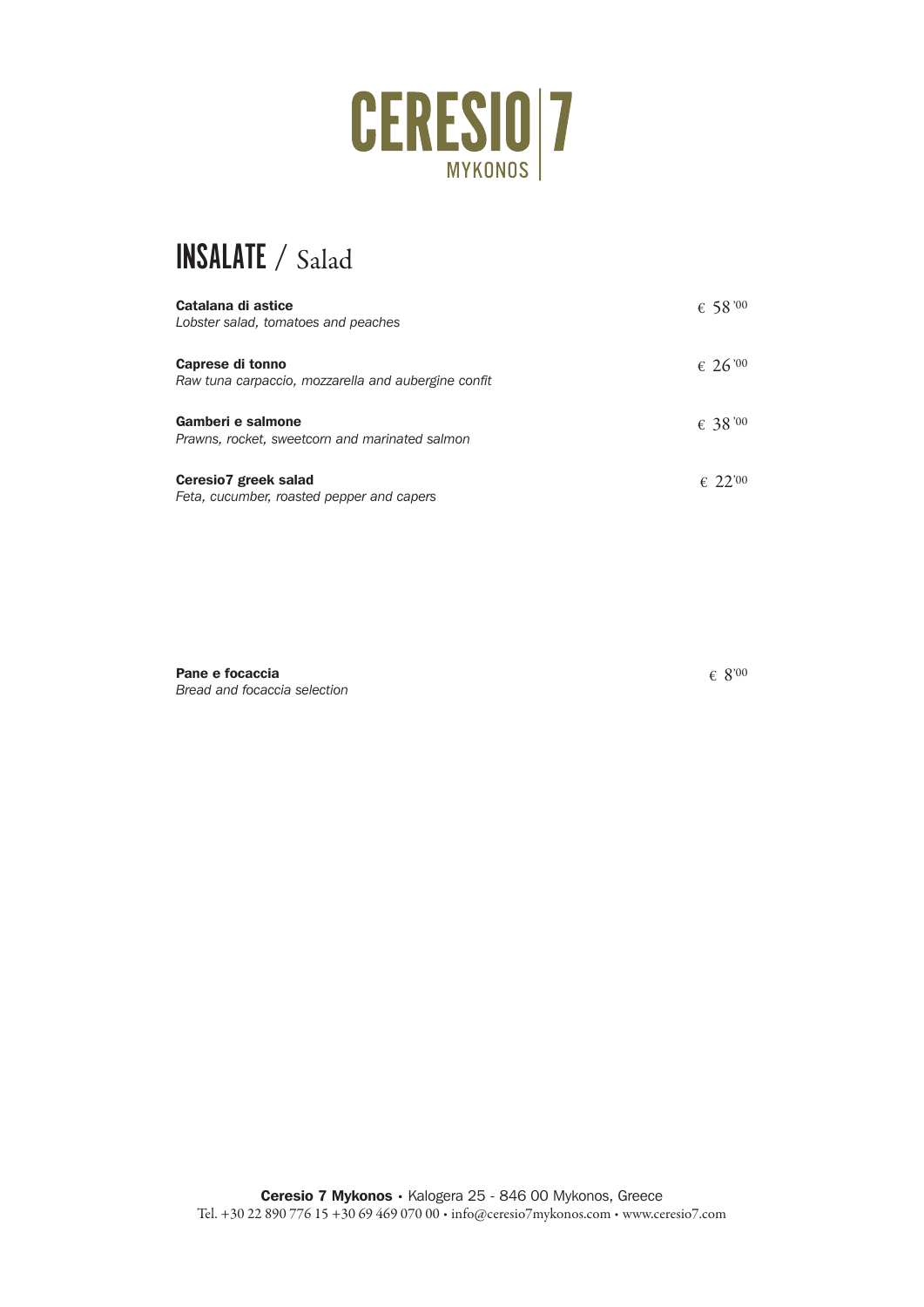# CERESIO 7
MYKONOS

## INSALATE / Salad

**Catalana di astice** — € 58'00
*Lobster salad, tomatoes and peaches*

**Caprese di tonno** — € 26'00
*Raw tuna carpaccio, mozzarella and aubergine confit*

**Gamberi e salmone** — € 38'00
*Prawns, rocket, sweetcorn and marinated salmon*

**Ceresio7 greek salad** — € 22'00
*Feta, cucumber, roasted pepper and capers*

**Pane e focaccia** — € 8'00
*Bread and focaccia selection*

**Ceresio 7 Mykonos** • Kalogera 25 - 846 00 Mykonos, Greece
Tel. +30 22 890 776 15 +30 69 469 070 00 • info@ceresio7mykonos.com • www.ceresio7.com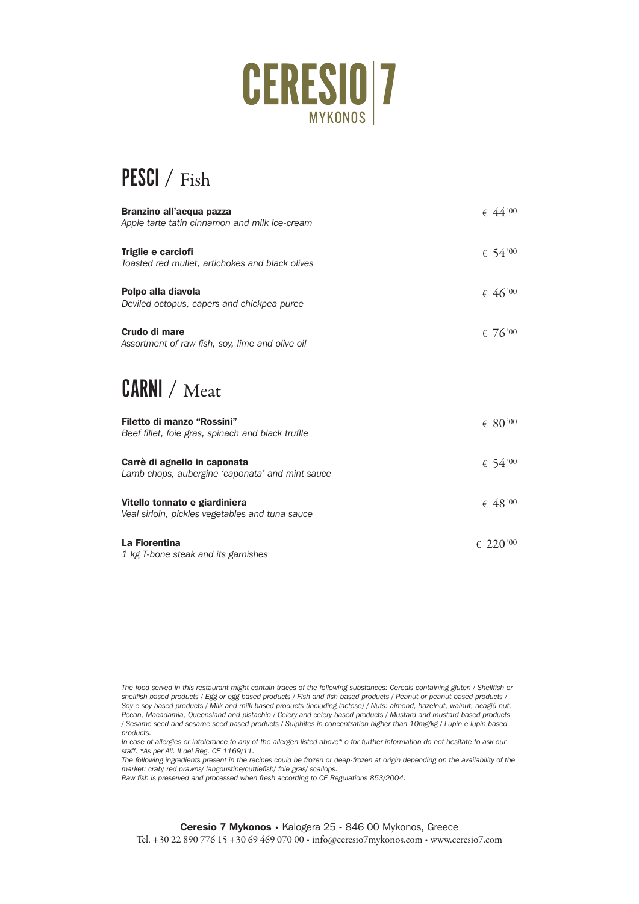# CERESIO | 7
MYKONOS

## PESCI / Fish

**Branzino all'acqua pazza**
*Apple tarte tatin cinnamon and milk ice-cream*
€ 44'00

**Triglie e carciofi**
*Toasted red mullet, artichokes and black olives*
€ 54'00

**Polpo alla diavola**
*Deviled octopus, capers and chickpea puree*
€ 46'00

**Crudo di mare**
*Assortment of raw fish, soy, lime and olive oil*
€ 76'00

## CARNI / Meat

**Filetto di manzo "Rossini"**
*Beef fillet, foie gras, spinach and black truffle*
€ 80'00

**Carrè di agnello in caponata**
*Lamb chops, aubergine 'caponata' and mint sauce*
€ 54'00

**Vitello tonnato e giardiniera**
*Veal sirloin, pickles vegetables and tuna sauce*
€ 48'00

**La Fiorentina**
*1 kg T-bone steak and its garnishes*
€ 220'00

*The food served in this restaurant might contain traces of the following substances: Cereals containing gluten / Shellfish or shellfish based products / Egg or egg based products / Fish and fish based products / Peanut or peanut based products / Soy e soy based products / Milk and milk based products (including lactose) / Nuts: almond, hazelnut, walnut, acagiù nut, Pecan, Macadamia, Queensland and pistachio / Celery and celery based products / Mustard and mustard based products / Sesame seed and sesame seed based products / Sulphites in concentration higher than 10mg/kg / Lupin e lupin based products.*
*In case of allergies or intolerance to any of the allergen listed above* o for further information do not hesitate to ask our staff. *As per All. II del Reg. CE 1169/11.*
*The following ingredients present in the recipes could be frozen or deep-frozen at origin depending on the availability of the market: crab/ red prawns/ langoustine/cuttlefish/ foie gras/ scallops.*
*Raw fish is preserved and processed when fresh according to CE Regulations 853/2004.*

**Ceresio 7 Mykonos** • Kalogera 25 - 846 00 Mykonos, Greece
Tel. +30 22 890 776 15 +30 69 469 070 00 • info@ceresio7mykonos.com • www.ceresio7.com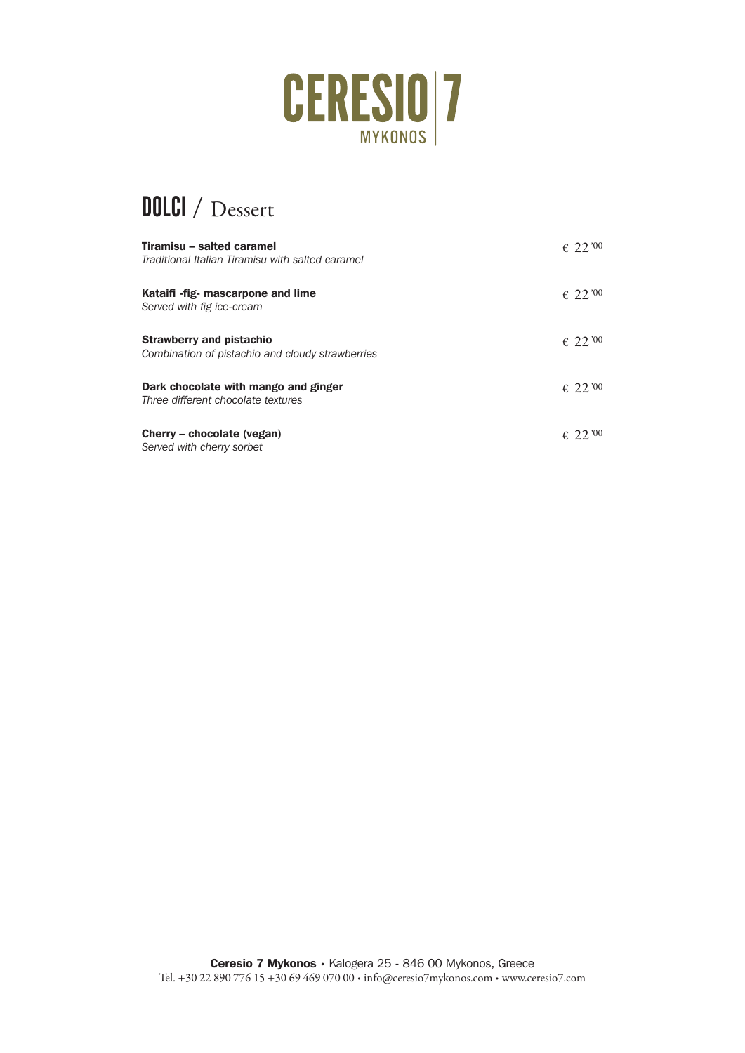# CERESIO 7
MYKONOS

## DOLCI / Dessert

**Tiramisu – salted caramel** € 22'00
*Traditional Italian Tiramisu with salted caramel*

**Kataifi -fig- mascarpone and lime** € 22'00
*Served with fig ice-cream*

**Strawberry and pistachio** € 22'00
*Combination of pistachio and cloudy strawberries*

**Dark chocolate with mango and ginger** € 22'00
*Three different chocolate textures*

**Cherry – chocolate (vegan)** € 22'00
*Served with cherry sorbet*

**Ceresio 7 Mykonos** • Kalogera 25 - 846 00 Mykonos, Greece
Tel. +30 22 890 776 15 +30 69 469 070 00 • info@ceresio7mykonos.com • www.ceresio7.com